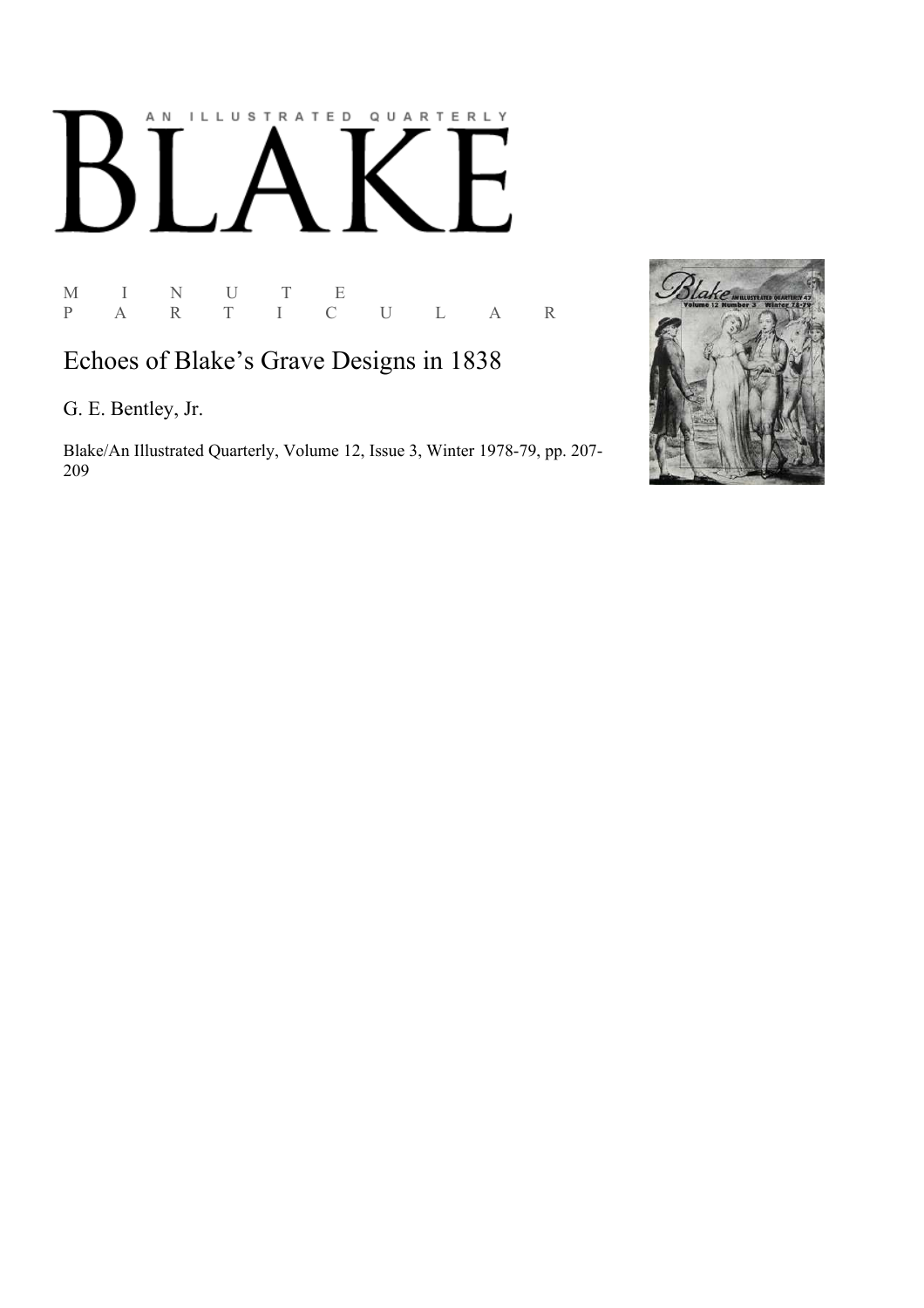AN ILLUSTRATED QUARTERLY

# BLAKE

M I N U T E P A R T I C U L A R

## Echoes of Blake's Grave Designs in 1838

G. E. Bentley, Jr.

Blake/An Illustrated Quarterly, Volume 12, Issue 3, Winter 1978-79, pp. 207-209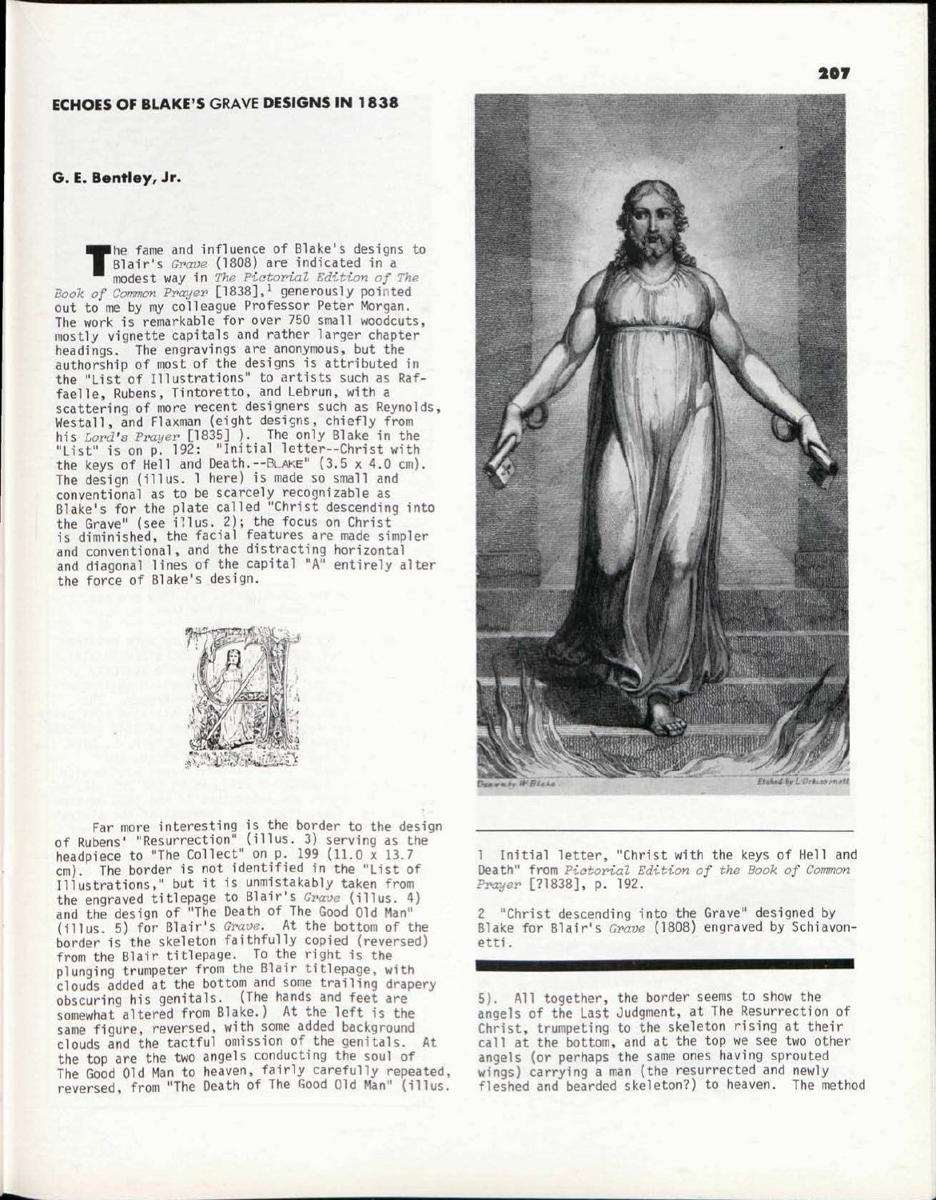## ECHOES OF BLAKE'S *GRAVE* DESIGNS IN 1838

### G. E. Bentley, Jr.

The fame and influence of Blake's designs to Blair's *Grave* (1808) are indicated in a modest way in *The Pictorial Edition of The Book of Common Prayer* [1838],[1] generously pointed out to me by my colleague Professor Peter Morgan. The work is remarkable for over 750 small woodcuts, mostly vignette capitals and rather larger chapter headings. The engravings are anonymous, but the authorship of most of the designs is attributed in the "List of Illustrations" to artists such as Raffaelle, Rubens, Tintoretto, and Lebrun, with a scattering of more recent designers such as Reynolds, Westall, and Flaxman (eight designs, chiefly from his *Lord's Prayer* [1835] ). The only Blake in the "List" is on p. 192: "Initial letter--Christ with the keys of Hell and Death.--BLAKE" (3.5 x 4.0 cm). The design (illus. 1 here) is made so small and conventional as to be scarcely recognizable as Blake's for the plate called "Christ descending into the Grave" (see illus. 2); the focus on Christ is diminished, the facial features are made simpler and conventional, and the distracting horizontal and diagonal lines of the capital "A" entirely alter the force of Blake's design.

Far more interesting is the border to the design of Rubens' "Resurrection" (illus. 3) serving as the headpiece to "The Collect" on p. 199 (11.0 x 13.7 cm). The border is not identified in the "List of Illustrations," but it is unmistakably taken from the engraved titlepage to Blair's *Grave* (illus. 4) and the design of "The Death of The Good Old Man" (illus. 5) for Blair's *Grave*. At the bottom of the border is the skeleton faithfully copied (reversed) from the Blair titlepage. To the right is the plunging trumpeter from the Blair titlepage, with clouds added at the bottom and some trailing drapery obscuring his genitals. (The hands and feet are somewhat altered from Blake.) At the left is the same figure, reversed, with some added background clouds and the tactful omission of the genitals. At the top are the two angels conducting the soul of The Good Old Man to heaven, fairly carefully repeated, reversed, from "The Death of The Good Old Man" (illus. 5). All together, the border seems to show the angels of the Last Judgment, at The Resurrection of Christ, trumpeting to the skeleton rising at their call at the bottom, and at the top we see two other angels (or perhaps the same ones having sprouted wings) carrying a man (the resurrected and newly fleshed and bearded skeleton?) to heaven. The method

1 Initial letter, "Christ with the keys of Hell and Death" from *Pictorial Edition of the Book of Common Prayer* [?1838], p. 192.

2 "Christ descending into the Grave" designed by Blake for Blair's *Grave* (1808) engraved by Schiavonetti.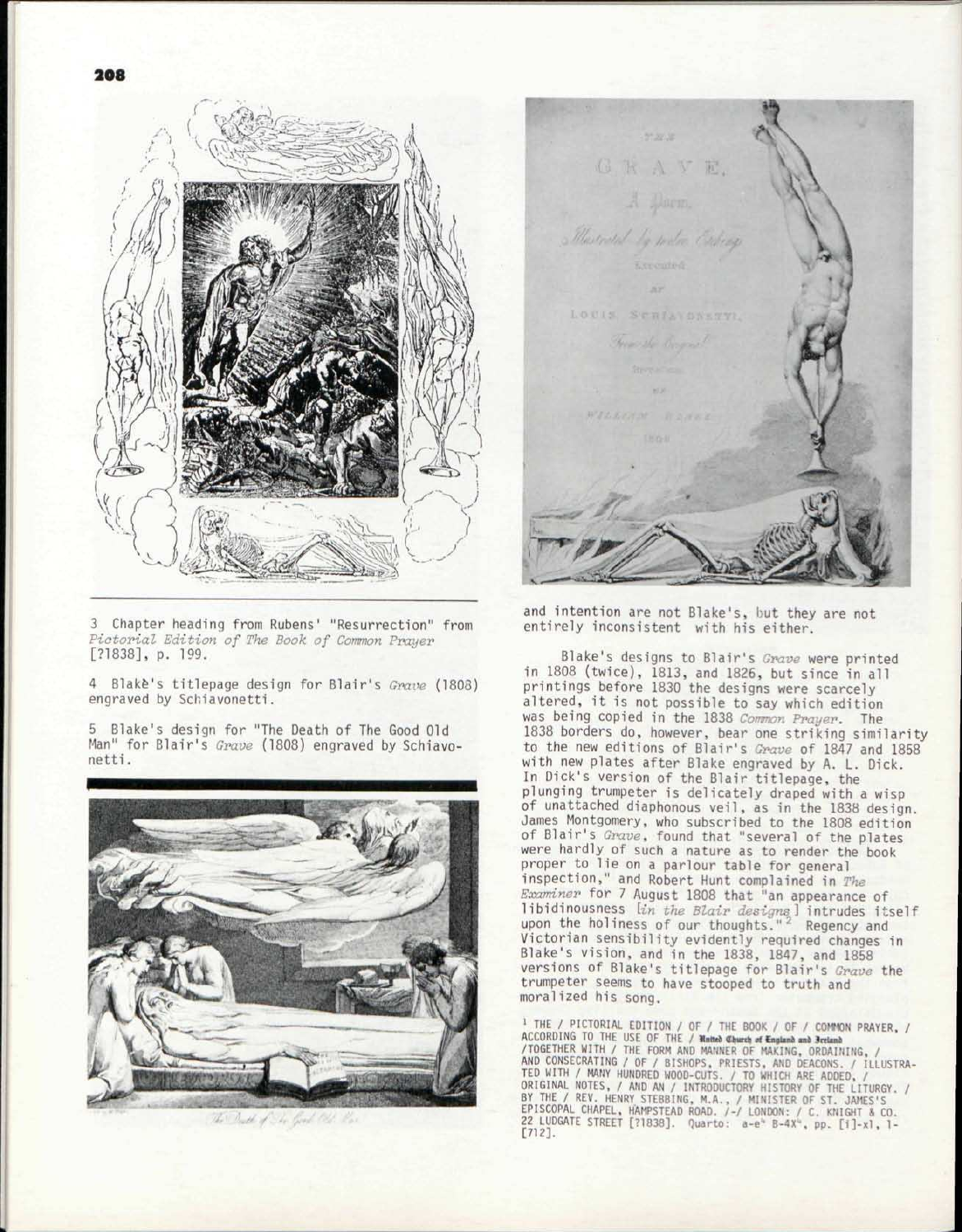3 Chapter heading from Rubens' "Resurrection" from *Pictorial Edition of The Book of Common Prayer* [?1838], p. 199.

4 Blake's titlepage design for Blair's *Grave* (1808) engraved by Schiavonetti.

5 Blake's design for "The Death of The Good Old Man" for Blair's *Grave* (1808) engraved by Schiavonetti.

and intention are not Blake's, but they are not entirely inconsistent with his either.

Blake's designs to Blair's *Grave* were printed in 1808 (twice), 1813, and 1826, but since in all printings before 1830 the designs were scarcely altered, it is not possible to say which edition was being copied in the 1838 *Common Prayer*. The 1838 borders do, however, bear one striking similarity to the new editions of Blair's *Grave* of 1847 and 1858 with new plates after Blake engraved by A. L. Dick. In Dick's version of the Blair titlepage, the plunging trumpeter is delicately draped with a wisp of unattached diaphonous veil, as in the 1838 design. James Montgomery, who subscribed to the 1808 edition of Blair's *Grave*, found that "several of the plates were hardly of such a nature as to render the book proper to lie on a parlour table for general inspection," and Robert Hunt complained in *The Examiner* for 7 August 1808 that "an appearance of libidinousness [*in the Blair designs*] intrudes itself upon the holiness of our thoughts."[2] Regency and Victorian sensibility evidently required changes in Blake's vision, and in the 1838, 1847, and 1858 versions of Blake's titlepage for Blair's *Grave* the trumpeter seems to have stooped to truth and moralized his song.

[1] THE / PICTORIAL EDITION / OF / THE BOOK / OF / COMMON PRAYER, / ACCORDING TO THE USE OF THE / United Church of England and Ireland /TOGETHER WITH / THE FORM AND MANNER OF MAKING, ORDAINING, / AND CONSECRATING / OF / BISHOPS, PRIESTS, AND DEACONS. / ILLUSTRATED WITH / MANY HUNDRED WOOD-CUTS. / TO WHICH ARE ADDED, / ORIGINAL NOTES, / AND AN / INTRODUCTORY HISTORY OF THE LITURGY. / BY THE / REV. HENRY STEBBING, M.A., / MINISTER OF ST. JAMES'S EPISCOPAL CHAPEL, HAMPSTEAD ROAD. /-/ LONDON: / C. KNIGHT & CO. 22 LUDGATE STREET [?1838]. Quarto: a-e[4] B-4X[4], pp. [i]-xl, 1-[712].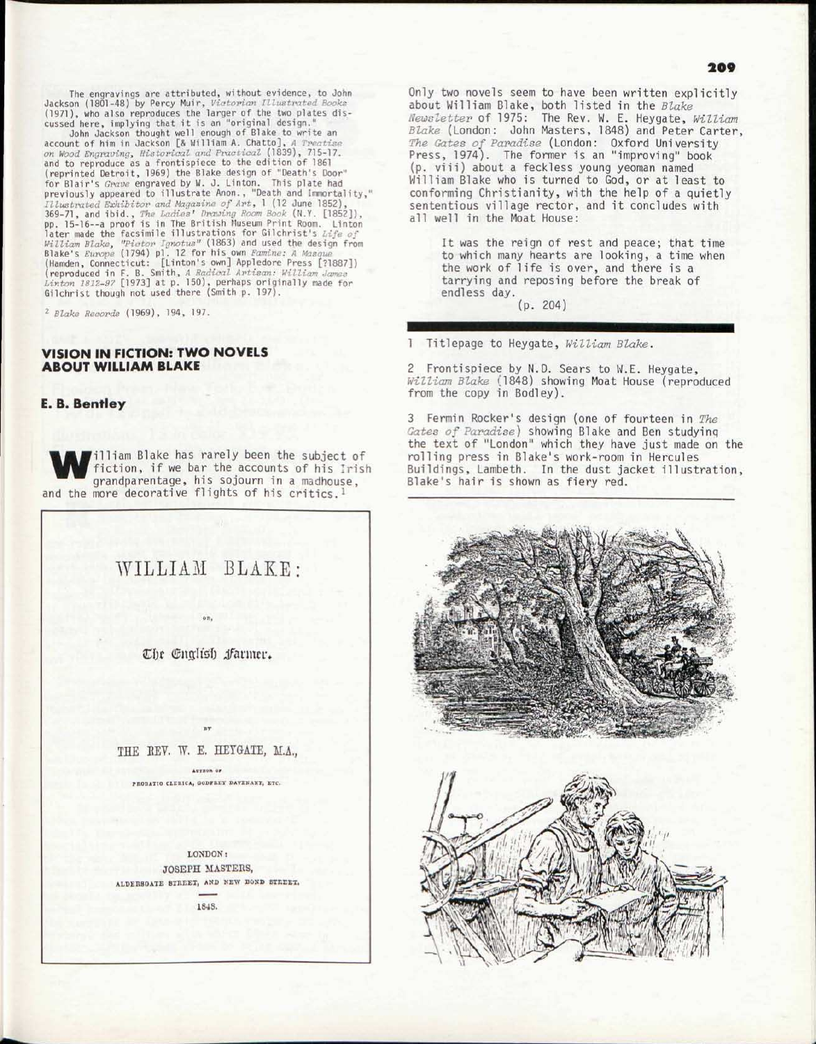The engravings are attributed, without evidence, to John Jackson (1801-48) by Percy Muir, *Victorian Illustrated Books* (1971), who also reproduces the larger of the two plates discussed here, implying that it is an "original design."

John Jackson thought well enough of Blake to write an account of him in Jackson [& William A. Chatto], *A Treatise on Wood Engraving, Historical and Practical* (1839), 715-17, and to reproduce as a frontispiece to the edition of 1861 (reprinted Detroit, 1969) the Blake design of "Death's Door" for Blair's *Grave* engraved by W. J. Linton. This plate had previously appeared to illustrate Anon., "Death and Immortality," *Illustrated Exhibitor and Magazine of Art*, 1 (12 June 1852), 369-71, and ibid., *The Ladies' Drawing Room Book* (N.Y. [1852]), pp. 15-16--a proof is in The British Museum Print Room. Linton later made the facsimile illustrations for Gilchrist's *Life of William Blake, "Pictor Ignotus"* (1863) and used the design from Blake's *Europe* (1794) pl. 12 for his own *Famine: A Masque* (Hamden, Connecticut: [Linton's own] Appledore Press [?1887]) (reproduced in F. B. Smith, *A Radical Artisan: William James Linton 1812-97* [1973] at p. 150), perhaps originally made for Gilchrist though not used there (Smith p. 197).

[2] *Blake Records* (1969), 194, 197.

## VISION IN FICTION: TWO NOVELS ABOUT WILLIAM BLAKE

### E. B. Bentley

William Blake has rarely been the subject of fiction, if we bar the accounts of his Irish grandparentage, his sojourn in a madhouse, and the more decorative flights of his critics.[1]

WILLIAM BLAKE:

OR,

The English Farmer.

BY

THE REV. W. E. HEYGATE, M.A.,

AUTHOR OF

PROBATIO CLERICA, GODFREY DAVENANT, ETC.

LONDON:

JOSEPH MASTERS,

ALDERSGATE STREET, AND NEW BOND STREET.

1848.

Only two novels seem to have been written explicitly about William Blake, both listed in the *Blake Newsletter* of 1975: The Rev. W. E. Heygate, *William Blake* (London: John Masters, 1848) and Peter Carter, *The Gates of Paradise* (London: Oxford University Press, 1974). The former is an "improving" book (p. viii) about a feckless young yeoman named William Blake who is turned to God, or at least to conforming Christianity, with the help of a quietly sententious village rector, and it concludes with all well in the Moat House:

> It was the reign of rest and peace; that time to which many hearts are looking, a time when the work of life is over, and there is a tarrying and reposing before the break of endless day.
> (p. 204)

1 Titlepage to Heygate, *William Blake*.

2 Frontispiece by N.D. Sears to W.E. Heygate, *William Blake* (1848) showing Moat House (reproduced from the copy in Bodley).

3 Fermin Rocker's design (one of fourteen in *The Gates of Paradise*) showing Blake and Ben studying the text of "London" which they have just made on the rolling press in Blake's work-room in Hercules Buildings, Lambeth. In the dust jacket illustration, Blake's hair is shown as fiery red.